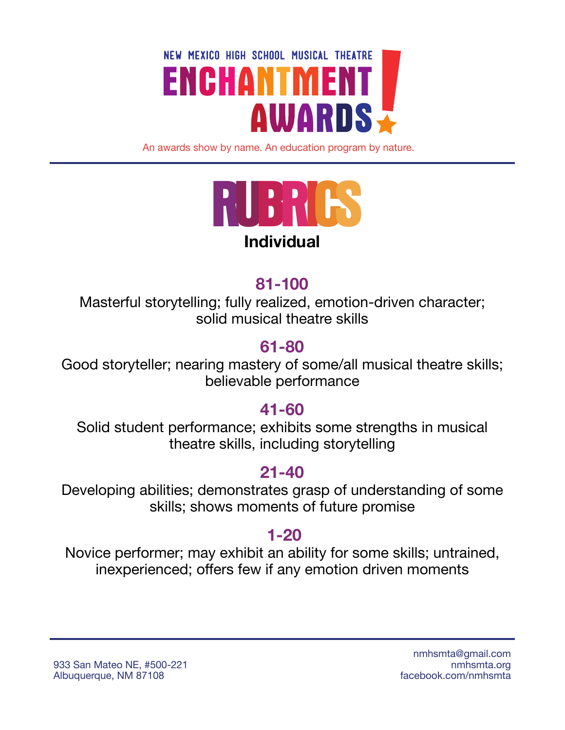NEW MEXICO HIGH SCHOOL MUSICAL THEATRE

# ENCHANTMENT AWARDS!

An awards show by name. An education program by nature.

# RUBRICS

## Individual

### 81-100

Masterful storytelling; fully realized, emotion-driven character; solid musical theatre skills

### 61-80

Good storyteller; nearing mastery of some/all musical theatre skills; believable performance

### 41-60

Solid student performance; exhibits some strengths in musical theatre skills, including storytelling

### 21-40

Developing abilities; demonstrates grasp of understanding of some skills; shows moments of future promise

### 1-20

Novice performer; may exhibit an ability for some skills; untrained, inexperienced; offers few if any emotion driven moments

933 San Mateo NE, #500-221
Albuquerque, NM 87108

nmhsmta@gmail.com
nmhsmta.org
facebook.com/nmhsmta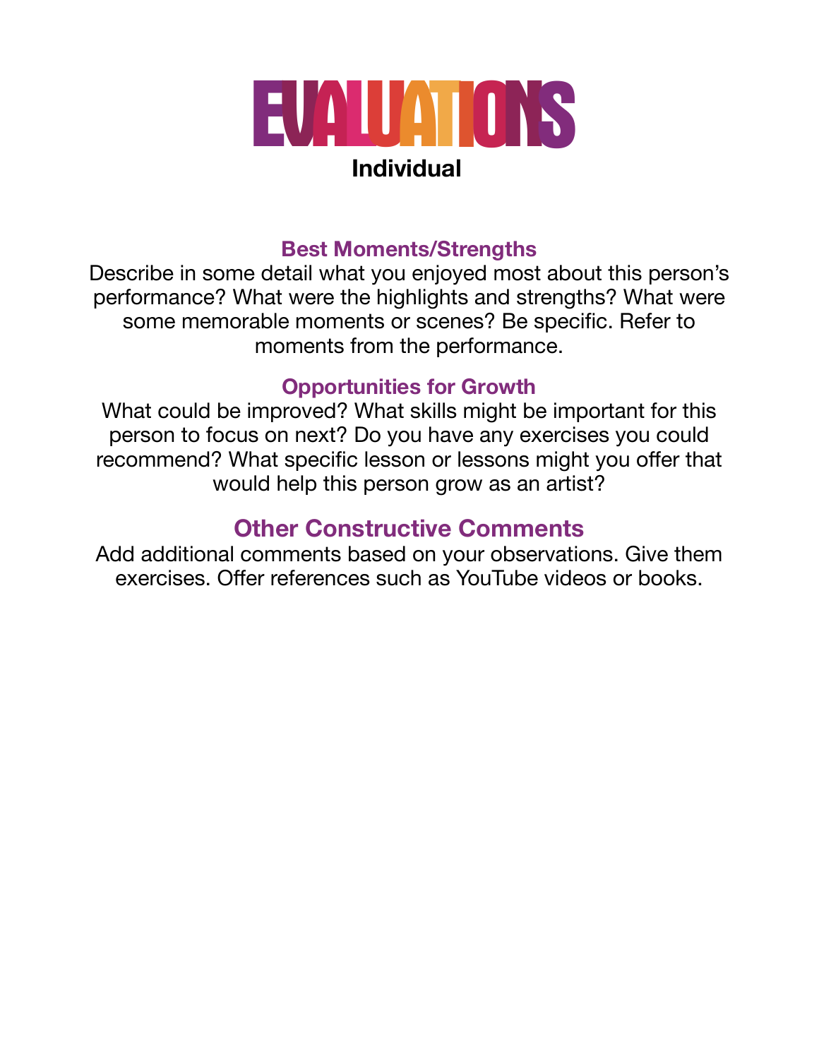# EVALUATIONS

## Individual

### Best Moments/Strengths

Describe in some detail what you enjoyed most about this person's performance? What were the highlights and strengths? What were some memorable moments or scenes? Be specific. Refer to moments from the performance.

### Opportunities for Growth

What could be improved? What skills might be important for this person to focus on next? Do you have any exercises you could recommend? What specific lesson or lessons might you offer that would help this person grow as an artist?

### Other Constructive Comments

Add additional comments based on your observations. Give them exercises. Offer references such as YouTube videos or books.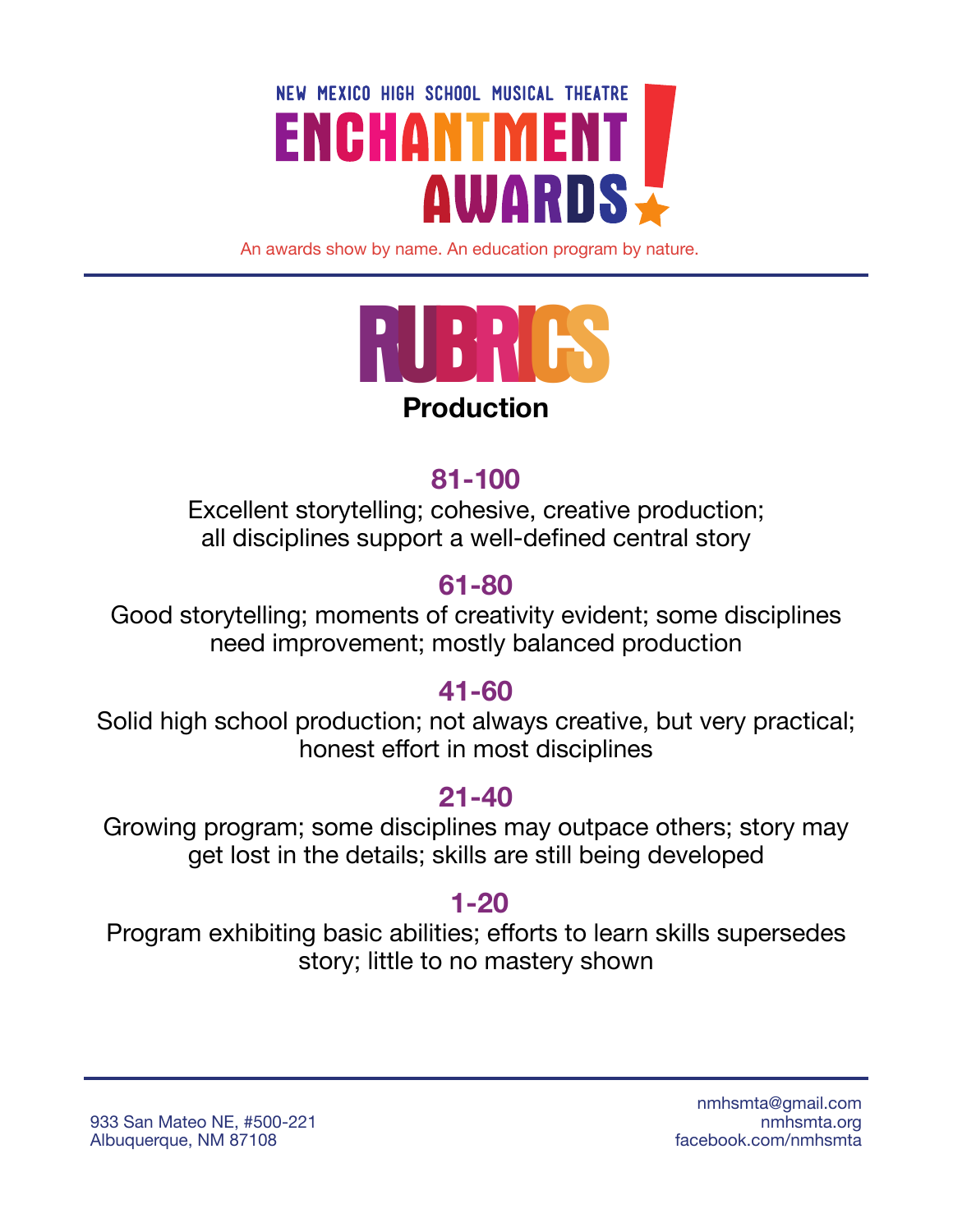NEW MEXICO HIGH SCHOOL MUSICAL THEATRE

# ENCHANTMENT AWARDS!

An awards show by name. An education program by nature.

# RUBRICS

## Production

### 81-100

Excellent storytelling; cohesive, creative production; all disciplines support a well-defined central story

### 61-80

Good storytelling; moments of creativity evident; some disciplines need improvement; mostly balanced production

### 41-60

Solid high school production; not always creative, but very practical; honest effort in most disciplines

### 21-40

Growing program; some disciplines may outpace others; story may get lost in the details; skills are still being developed

### 1-20

Program exhibiting basic abilities; efforts to learn skills supersedes story; little to no mastery shown

933 San Mateo NE, #500-221
Albuquerque, NM 87108

nmhsmta@gmail.com
nmhsmta.org
facebook.com/nmhsmta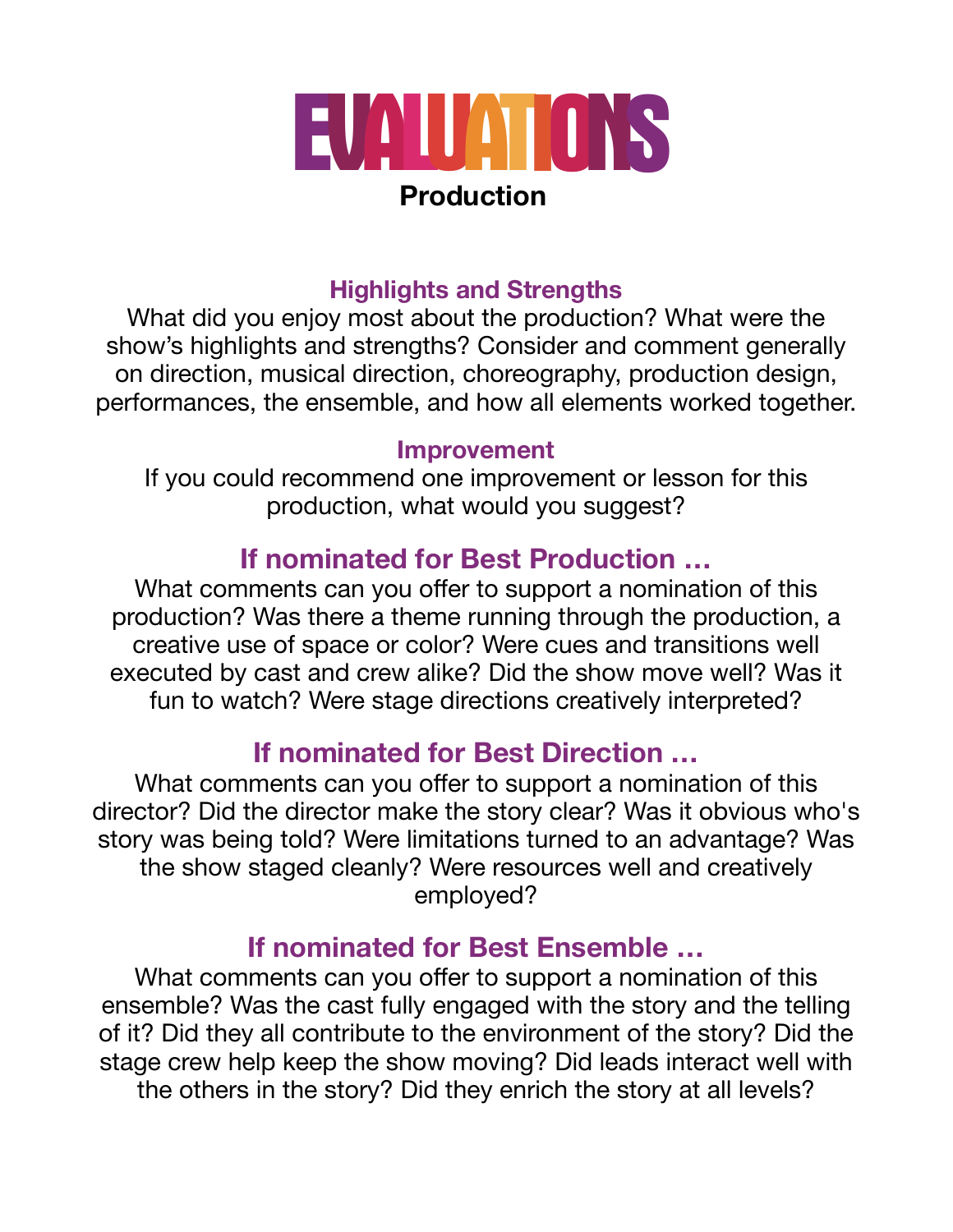# EVALUATIONS

## Production

### Highlights and Strengths

What did you enjoy most about the production? What were the show's highlights and strengths? Consider and comment generally on direction, musical direction, choreography, production design, performances, the ensemble, and how all elements worked together.

### Improvement

If you could recommend one improvement or lesson for this production, what would you suggest?

## If nominated for Best Production …

What comments can you offer to support a nomination of this production? Was there a theme running through the production, a creative use of space or color? Were cues and transitions well executed by cast and crew alike? Did the show move well? Was it fun to watch? Were stage directions creatively interpreted?

## If nominated for Best Direction …

What comments can you offer to support a nomination of this director? Did the director make the story clear? Was it obvious who's story was being told? Were limitations turned to an advantage? Was the show staged cleanly? Were resources well and creatively employed?

## If nominated for Best Ensemble …

What comments can you offer to support a nomination of this ensemble? Was the cast fully engaged with the story and the telling of it? Did they all contribute to the environment of the story? Did the stage crew help keep the show moving? Did leads interact well with the others in the story? Did they enrich the story at all levels?